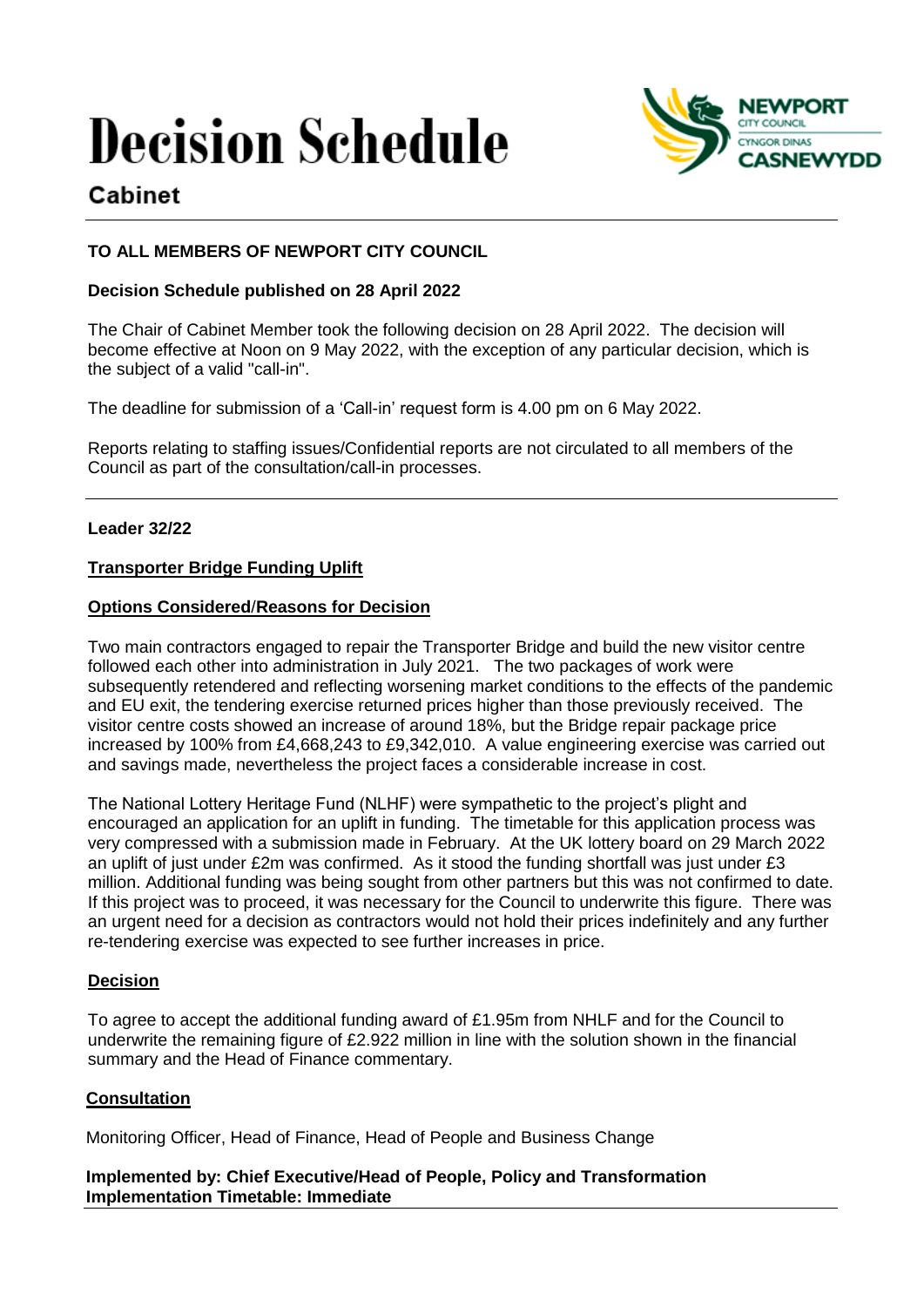# Decision Schedule

## Cabinet

**TO ALL MEMBERS OF NEWPORT CITY COUNCIL**

**Decision Schedule published on 28 April 2022**

The Chair of Cabinet Member took the following decision on 28 April 2022. The decision will become effective at Noon on 9 May 2022, with the exception of any particular decision, which is the subject of a valid "call-in".

The deadline for submission of a 'Call-in' request form is 4.00 pm on 6 May 2022.

Reports relating to staffing issues/Confidential reports are not circulated to all members of the Council as part of the consultation/call-in processes.

---

**Leader 32/22**

**Transporter Bridge Funding Uplift**

**Options Considered/Reasons for Decision**

Two main contractors engaged to repair the Transporter Bridge and build the new visitor centre followed each other into administration in July 2021. The two packages of work were subsequently retendered and reflecting worsening market conditions to the effects of the pandemic and EU exit, the tendering exercise returned prices higher than those previously received. The visitor centre costs showed an increase of around 18%, but the Bridge repair package price increased by 100% from £4,668,243 to £9,342,010. A value engineering exercise was carried out and savings made, nevertheless the project faces a considerable increase in cost.

The National Lottery Heritage Fund (NLHF) were sympathetic to the project's plight and encouraged an application for an uplift in funding. The timetable for this application process was very compressed with a submission made in February. At the UK lottery board on 29 March 2022 an uplift of just under £2m was confirmed. As it stood the funding shortfall was just under £3 million. Additional funding was being sought from other partners but this was not confirmed to date. If this project was to proceed, it was necessary for the Council to underwrite this figure. There was an urgent need for a decision as contractors would not hold their prices indefinitely and any further re-tendering exercise was expected to see further increases in price.

**Decision**

To agree to accept the additional funding award of £1.95m from NHLF and for the Council to underwrite the remaining figure of £2.922 million in line with the solution shown in the financial summary and the Head of Finance commentary.

**Consultation**

Monitoring Officer, Head of Finance, Head of People and Business Change

**Implemented by: Chief Executive/Head of People, Policy and Transformation**
**Implementation Timetable: Immediate**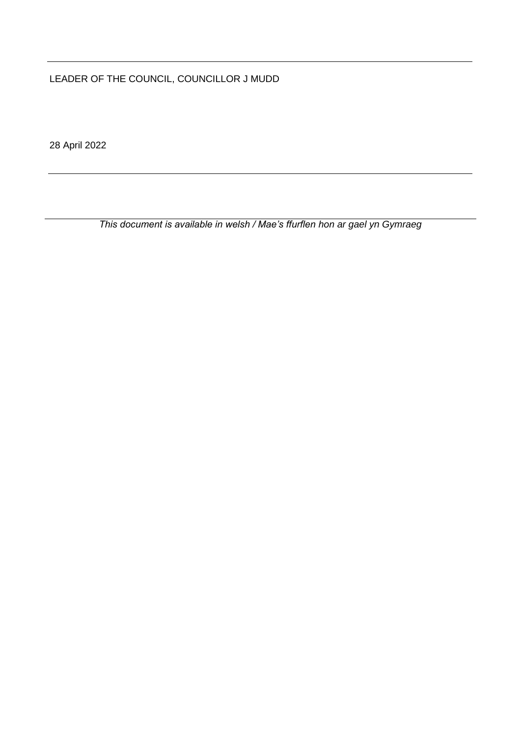---

LEADER OF THE COUNCIL, COUNCILLOR J MUDD

28 April 2022

---

---

*This document is available in welsh / Mae's ffurflen hon ar gael yn Gymraeg*